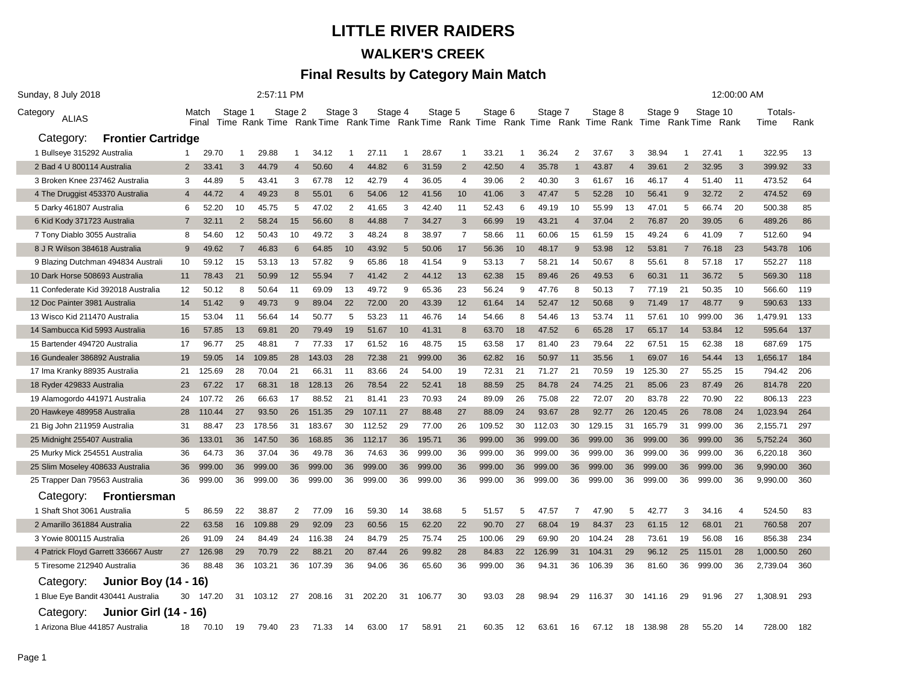# LITTLE RIVER RAIDERS

## WALKER'S CREEK

## Final Results by Category Main Match

Sunday, 8 July 2018 2:57:11 PM 12:00:00 AM

| Category ALIAS | Match Final | Stage 1 Time | Stage 1 Rank | Stage 2 Time | Stage 2 Rank | Stage 3 Time | Stage 3 Rank | Stage 4 Time | Stage 4 Rank | Stage 5 Time | Stage 5 Rank | Stage 6 Time | Stage 6 Rank | Stage 7 Time | Stage 7 Rank | Stage 8 Time | Stage 8 Rank | Stage 9 Time | Stage 9 Rank | Stage 10 Time | Stage 10 Rank | Totals- Time | Rank |
|---|---|---|---|---|---|---|---|---|---|---|---|---|---|---|---|---|---|---|---|---|---|---|---|
| **Category: Frontier Cartridge** | | | | | | | | | | | | | | | | | | | | | | | |
| 1 Bullseye 315292 Australia | 1 | 29.70 | 1 | 29.88 | 1 | 34.12 | 1 | 27.11 | 1 | 28.67 | 1 | 33.21 | 1 | 36.24 | 2 | 37.67 | 3 | 38.94 | 1 | 27.41 | 1 | 322.95 | 13 |
| 2 Bad 4 U 800114 Australia | 2 | 33.41 | 3 | 44.79 | 4 | 50.60 | 4 | 44.82 | 6 | 31.59 | 2 | 42.50 | 4 | 35.78 | 1 | 43.87 | 4 | 39.61 | 2 | 32.95 | 3 | 399.92 | 33 |
| 3 Broken Knee 237462 Australia | 3 | 44.89 | 5 | 43.41 | 3 | 67.78 | 12 | 42.79 | 4 | 36.05 | 4 | 39.06 | 2 | 40.30 | 3 | 61.67 | 16 | 46.17 | 4 | 51.40 | 11 | 473.52 | 64 |
| 4 The Druggist 453370 Australia | 4 | 44.72 | 4 | 49.23 | 8 | 55.01 | 6 | 54.06 | 12 | 41.56 | 10 | 41.06 | 3 | 47.47 | 5 | 52.28 | 10 | 56.41 | 9 | 32.72 | 2 | 474.52 | 69 |
| 5 Darky 461807 Australia | 6 | 52.20 | 10 | 45.75 | 5 | 47.02 | 2 | 41.65 | 3 | 42.40 | 11 | 52.43 | 6 | 49.19 | 10 | 55.99 | 13 | 47.01 | 5 | 66.74 | 20 | 500.38 | 85 |
| 6 Kid Kody 371723 Australia | 7 | 32.11 | 2 | 58.24 | 15 | 56.60 | 8 | 44.88 | 7 | 34.27 | 3 | 66.99 | 19 | 43.21 | 4 | 37.04 | 2 | 76.87 | 20 | 39.05 | 6 | 489.26 | 86 |
| 7 Tony Diablo 3055 Australia | 8 | 54.60 | 12 | 50.43 | 10 | 49.72 | 3 | 48.24 | 8 | 38.97 | 7 | 58.66 | 11 | 60.06 | 15 | 61.59 | 15 | 49.24 | 6 | 41.09 | 7 | 512.60 | 94 |
| 8 J R Wilson 384618 Australia | 9 | 49.62 | 7 | 46.83 | 6 | 64.85 | 10 | 43.92 | 5 | 50.06 | 17 | 56.36 | 10 | 48.17 | 9 | 53.98 | 12 | 53.81 | 7 | 76.18 | 23 | 543.78 | 106 |
| 9 Blazing Dutchman 494834 Australi | 10 | 59.12 | 15 | 53.13 | 13 | 57.82 | 9 | 65.86 | 18 | 41.54 | 9 | 53.13 | 7 | 58.21 | 14 | 50.67 | 8 | 55.61 | 8 | 57.18 | 17 | 552.27 | 118 |
| 10 Dark Horse 508693 Australia | 11 | 78.43 | 21 | 50.99 | 12 | 55.94 | 7 | 41.42 | 2 | 44.12 | 13 | 62.38 | 15 | 89.46 | 26 | 49.53 | 6 | 60.31 | 11 | 36.72 | 5 | 569.30 | 118 |
| 11 Confederate Kid 392018 Australia | 12 | 50.12 | 8 | 50.64 | 11 | 69.09 | 13 | 49.72 | 9 | 65.36 | 23 | 56.24 | 9 | 47.76 | 8 | 50.13 | 7 | 77.19 | 21 | 50.35 | 10 | 566.60 | 119 |
| 12 Doc Painter 3981 Australia | 14 | 51.42 | 9 | 49.73 | 9 | 89.04 | 22 | 72.00 | 20 | 43.39 | 12 | 61.64 | 14 | 52.47 | 12 | 50.68 | 9 | 71.49 | 17 | 48.77 | 9 | 590.63 | 133 |
| 13 Wisco Kid 211470 Australia | 15 | 53.04 | 11 | 56.64 | 14 | 50.77 | 5 | 53.23 | 11 | 46.76 | 14 | 54.66 | 8 | 54.46 | 13 | 53.74 | 11 | 57.61 | 10 | 999.00 | 36 | 1,479.91 | 133 |
| 14 Sambucca Kid 5993 Australia | 16 | 57.85 | 13 | 69.81 | 20 | 79.49 | 19 | 51.67 | 10 | 41.31 | 8 | 63.70 | 18 | 47.52 | 6 | 65.28 | 17 | 65.17 | 14 | 53.84 | 12 | 595.64 | 137 |
| 15 Bartender 494720 Australia | 17 | 96.77 | 25 | 48.81 | 7 | 77.33 | 17 | 61.52 | 16 | 48.75 | 15 | 63.58 | 17 | 81.40 | 23 | 79.64 | 22 | 67.51 | 15 | 62.38 | 18 | 687.69 | 175 |
| 16 Gundealer 386892 Australia | 19 | 59.05 | 14 | 109.85 | 28 | 143.03 | 28 | 72.38 | 21 | 999.00 | 36 | 62.82 | 16 | 50.97 | 11 | 35.56 | 1 | 69.07 | 16 | 54.44 | 13 | 1,656.17 | 184 |
| 17 Ima Kranky 88935 Australia | 21 | 125.69 | 28 | 70.04 | 21 | 66.31 | 11 | 83.66 | 24 | 54.00 | 19 | 72.31 | 21 | 71.27 | 21 | 70.59 | 19 | 125.30 | 27 | 55.25 | 15 | 794.42 | 206 |
| 18 Ryder 429833 Australia | 23 | 67.22 | 17 | 68.31 | 18 | 128.13 | 26 | 78.54 | 22 | 52.41 | 18 | 88.59 | 25 | 84.78 | 24 | 74.25 | 21 | 85.06 | 23 | 87.49 | 26 | 814.78 | 220 |
| 19 Alamogordo 441971 Australia | 24 | 107.72 | 26 | 66.63 | 17 | 88.52 | 21 | 81.41 | 23 | 70.93 | 24 | 89.09 | 26 | 75.08 | 22 | 72.07 | 20 | 83.78 | 22 | 70.90 | 22 | 806.13 | 223 |
| 20 Hawkeye 489958 Australia | 28 | 110.44 | 27 | 93.50 | 26 | 151.35 | 29 | 107.11 | 27 | 88.48 | 27 | 88.09 | 24 | 93.67 | 28 | 92.77 | 26 | 120.45 | 26 | 78.08 | 24 | 1,023.94 | 264 |
| 21 Big John 211959 Australia | 31 | 88.47 | 23 | 178.56 | 31 | 183.67 | 30 | 112.52 | 29 | 77.00 | 26 | 109.52 | 30 | 112.03 | 30 | 129.15 | 31 | 165.79 | 31 | 999.00 | 36 | 2,155.71 | 297 |
| 25 Midnight 255407 Australia | 36 | 133.01 | 36 | 147.50 | 36 | 168.85 | 36 | 112.17 | 36 | 195.71 | 36 | 999.00 | 36 | 999.00 | 36 | 999.00 | 36 | 999.00 | 36 | 999.00 | 36 | 5,752.24 | 360 |
| 25 Murky Mick 254551 Australia | 36 | 64.73 | 36 | 37.04 | 36 | 49.78 | 36 | 74.63 | 36 | 999.00 | 36 | 999.00 | 36 | 999.00 | 36 | 999.00 | 36 | 999.00 | 36 | 999.00 | 36 | 6,220.18 | 360 |
| 25 Slim Moseley 408633 Australia | 36 | 999.00 | 36 | 999.00 | 36 | 999.00 | 36 | 999.00 | 36 | 999.00 | 36 | 999.00 | 36 | 999.00 | 36 | 999.00 | 36 | 999.00 | 36 | 999.00 | 36 | 9,990.00 | 360 |
| 25 Trapper Dan 79563 Australia | 36 | 999.00 | 36 | 999.00 | 36 | 999.00 | 36 | 999.00 | 36 | 999.00 | 36 | 999.00 | 36 | 999.00 | 36 | 999.00 | 36 | 999.00 | 36 | 999.00 | 36 | 9,990.00 | 360 |
| **Category: Frontiersman** | | | | | | | | | | | | | | | | | | | | | | | |
| 1 Shaft Shot 3061 Australia | 5 | 86.59 | 22 | 38.87 | 2 | 77.09 | 16 | 59.30 | 14 | 38.68 | 5 | 51.57 | 5 | 47.57 | 7 | 47.90 | 5 | 42.77 | 3 | 34.16 | 4 | 524.50 | 83 |
| 2 Amarillo 361884 Australia | 22 | 63.58 | 16 | 109.88 | 29 | 92.09 | 23 | 60.56 | 15 | 62.20 | 22 | 90.70 | 27 | 68.04 | 19 | 84.37 | 23 | 61.15 | 12 | 68.01 | 21 | 760.58 | 207 |
| 3 Yowie 800115 Australia | 26 | 91.09 | 24 | 84.49 | 24 | 116.38 | 24 | 84.79 | 25 | 75.74 | 25 | 100.06 | 29 | 69.90 | 20 | 104.24 | 28 | 73.61 | 19 | 56.08 | 16 | 856.38 | 234 |
| 4 Patrick Floyd Garrett 336667 Austr | 27 | 126.98 | 29 | 70.79 | 22 | 88.21 | 20 | 87.44 | 26 | 99.82 | 28 | 84.83 | 22 | 126.99 | 31 | 104.31 | 29 | 96.12 | 25 | 115.01 | 28 | 1,000.50 | 260 |
| 5 Tiresome 212940 Australia | 36 | 88.48 | 36 | 103.21 | 36 | 107.39 | 36 | 94.06 | 36 | 65.60 | 36 | 999.00 | 36 | 94.31 | 36 | 106.39 | 36 | 81.60 | 36 | 999.00 | 36 | 2,739.04 | 360 |
| **Category: Junior Boy (14 - 16)** | | | | | | | | | | | | | | | | | | | | | | | |
| 1 Blue Eye Bandit 430441 Australia | 30 | 147.20 | 31 | 103.12 | 27 | 208.16 | 31 | 202.20 | 31 | 106.77 | 30 | 93.03 | 28 | 98.94 | 29 | 116.37 | 30 | 141.16 | 29 | 91.96 | 27 | 1,308.91 | 293 |
| **Category: Junior Girl (14 - 16)** | | | | | | | | | | | | | | | | | | | | | | | |
| 1 Arizona Blue 441857 Australia | 18 | 70.10 | 19 | 79.40 | 23 | 71.33 | 14 | 63.00 | 17 | 58.91 | 21 | 60.35 | 12 | 63.61 | 16 | 67.12 | 18 | 138.98 | 28 | 55.20 | 14 | 728.00 | 182 |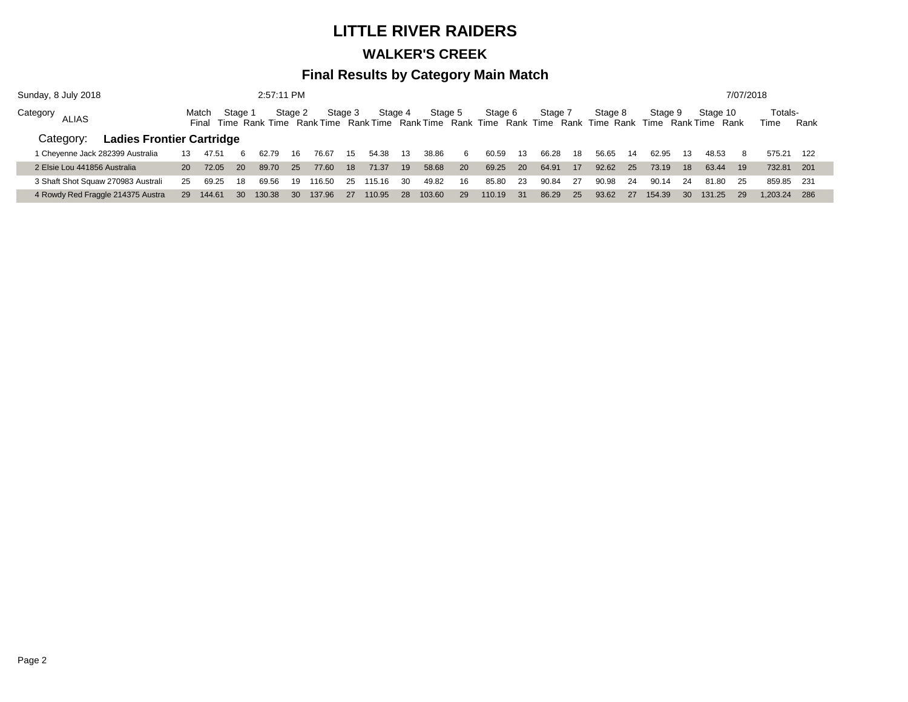# LITTLE RIVER RAIDERS

## WALKER'S CREEK

## Final Results by Category Main Match

Sunday, 8 July 2018 2:57:11 PM 7/07/2018

| Category ALIAS | Match Final | Stage 1 Time | Stage 1 Rank | Stage 2 Time | Stage 2 Rank | Stage 3 Time | Stage 3 Rank | Stage 4 Time | Stage 4 Rank | Stage 5 Time | Stage 5 Rank | Stage 6 Time | Stage 6 Rank | Stage 7 Time | Stage 7 Rank | Stage 8 Time | Stage 8 Rank | Stage 9 Time | Stage 9 Rank | Stage 10 Time | Stage 10 Rank | Totals- Time | Totals- Rank |
|---|---|---|---|---|---|---|---|---|---|---|---|---|---|---|---|---|---|---|---|---|---|---|---|
| **Category: Ladies Frontier Cartridge** | | | | | | | | | | | | | | | | | | | | | | | |
| 1 Cheyenne Jack 282399 Australia | 13 | 47.51 | 6 | 62.79 | 16 | 76.67 | 15 | 54.38 | 13 | 38.86 | 6 | 60.59 | 13 | 66.28 | 18 | 56.65 | 14 | 62.95 | 13 | 48.53 | 8 | 575.21 | 122 |
| 2 Elsie Lou 441856 Australia | 20 | 72.05 | 20 | 89.70 | 25 | 77.60 | 18 | 71.37 | 19 | 58.68 | 20 | 69.25 | 20 | 64.91 | 17 | 92.62 | 25 | 73.19 | 18 | 63.44 | 19 | 732.81 | 201 |
| 3 Shaft Shot Squaw 270983 Australi | 25 | 69.25 | 18 | 69.56 | 19 | 116.50 | 25 | 115.16 | 30 | 49.82 | 16 | 85.80 | 23 | 90.84 | 27 | 90.98 | 24 | 90.14 | 24 | 81.80 | 25 | 859.85 | 231 |
| 4 Rowdy Red Fraggle 214375 Austra | 29 | 144.61 | 30 | 130.38 | 30 | 137.96 | 27 | 110.95 | 28 | 103.60 | 29 | 110.19 | 31 | 86.29 | 25 | 93.62 | 27 | 154.39 | 30 | 131.25 | 29 | 1,203.24 | 286 |